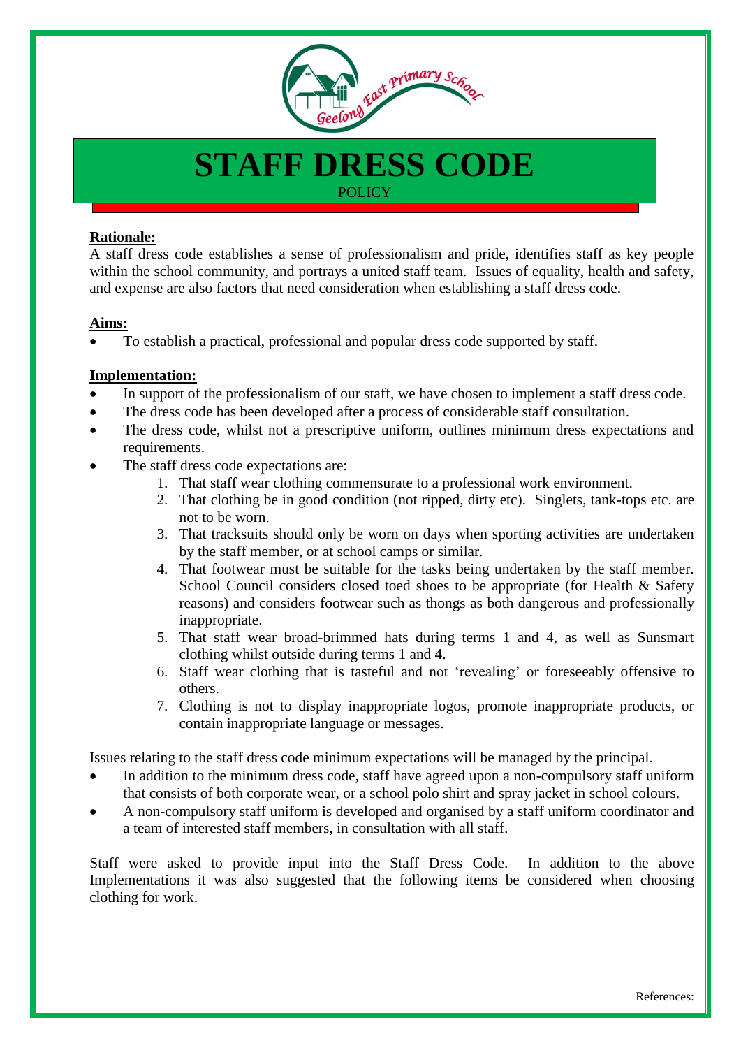# STAFF DRESS CODE

POLICY

**Rationale:**

A staff dress code establishes a sense of professionalism and pride, identifies staff as key people within the school community, and portrays a united staff team. Issues of equality, health and safety, and expense are also factors that need consideration when establishing a staff dress code.

**Aims:**

- To establish a practical, professional and popular dress code supported by staff.

**Implementation:**

- In support of the professionalism of our staff, we have chosen to implement a staff dress code.
- The dress code has been developed after a process of considerable staff consultation.
- The dress code, whilst not a prescriptive uniform, outlines minimum dress expectations and requirements.
- The staff dress code expectations are:
    1. That staff wear clothing commensurate to a professional work environment.
    2. That clothing be in good condition (not ripped, dirty etc). Singlets, tank-tops etc. are not to be worn.
    3. That tracksuits should only be worn on days when sporting activities are undertaken by the staff member, or at school camps or similar.
    4. That footwear must be suitable for the tasks being undertaken by the staff member. School Council considers closed toed shoes to be appropriate (for Health & Safety reasons) and considers footwear such as thongs as both dangerous and professionally inappropriate.
    5. That staff wear broad-brimmed hats during terms 1 and 4, as well as Sunsmart clothing whilst outside during terms 1 and 4.
    6. Staff wear clothing that is tasteful and not 'revealing' or foreseeably offensive to others.
    7. Clothing is not to display inappropriate logos, promote inappropriate products, or contain inappropriate language or messages.

Issues relating to the staff dress code minimum expectations will be managed by the principal.

- In addition to the minimum dress code, staff have agreed upon a non-compulsory staff uniform that consists of both corporate wear, or a school polo shirt and spray jacket in school colours.
- A non-compulsory staff uniform is developed and organised by a staff uniform coordinator and a team of interested staff members, in consultation with all staff.

Staff were asked to provide input into the Staff Dress Code. In addition to the above Implementations it was also suggested that the following items be considered when choosing clothing for work.

References: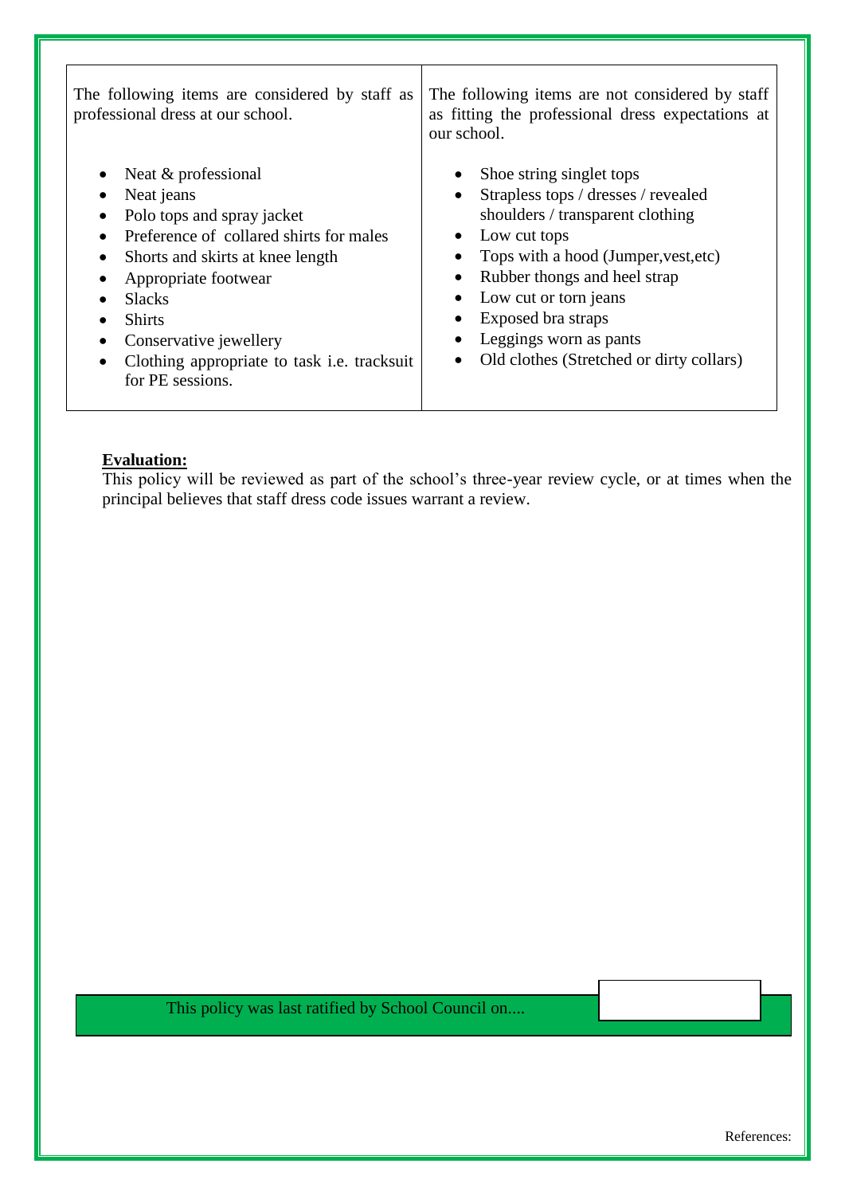| The following items are considered by staff as professional dress at our school. | The following items are not considered by staff as fitting the professional dress expectations at our school. |
|---|---|
| • Neat & professional<br>• Neat jeans<br>• Polo tops and spray jacket<br>• Preference of collared shirts for males<br>• Shorts and skirts at knee length<br>• Appropriate footwear<br>• Slacks<br>• Shirts<br>• Conservative jewellery<br>• Clothing appropriate to task i.e. tracksuit for PE sessions. | • Shoe string singlet tops<br>• Strapless tops / dresses / revealed shoulders / transparent clothing<br>• Low cut tops<br>• Tops with a hood (Jumper,vest,etc)<br>• Rubber thongs and heel strap<br>• Low cut or torn jeans<br>• Exposed bra straps<br>• Leggings worn as pants<br>• Old clothes (Stretched or dirty collars) |

**Evaluation:**

This policy will be reviewed as part of the school's three-year review cycle, or at times when the principal believes that staff dress code issues warrant a review.

This policy was last ratified by School Council on....

References: